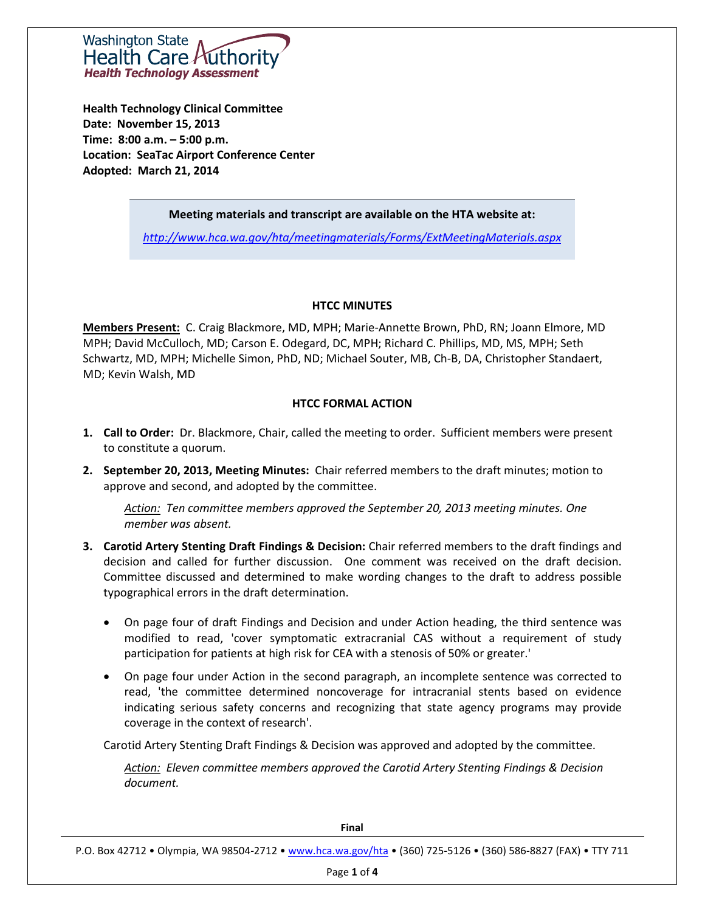Washington State Health Care Authority
*Health Technology Assessment*

**Health Technology Clinical Committee**
**Date: November 15, 2013**
**Time: 8:00 a.m. – 5:00 p.m.**
**Location: SeaTac Airport Conference Center**
**Adopted: March 21, 2014**

> **Meeting materials and transcript are available on the HTA website at:**
>
> *http://www.hca.wa.gov/hta/meetingmaterials/Forms/ExtMeetingMaterials.aspx*

## HTCC MINUTES

**Members Present:** C. Craig Blackmore, MD, MPH; Marie-Annette Brown, PhD, RN; Joann Elmore, MD MPH; David McCulloch, MD; Carson E. Odegard, DC, MPH; Richard C. Phillips, MD, MS, MPH; Seth Schwartz, MD, MPH; Michelle Simon, PhD, ND; Michael Souter, MB, Ch-B, DA, Christopher Standaert, MD; Kevin Walsh, MD

## HTCC FORMAL ACTION

1. **Call to Order:** Dr. Blackmore, Chair, called the meeting to order. Sufficient members were present to constitute a quorum.

2. **September 20, 2013, Meeting Minutes:** Chair referred members to the draft minutes; motion to approve and second, and adopted by the committee.

   *Action: Ten committee members approved the September 20, 2013 meeting minutes. One member was absent.*

3. **Carotid Artery Stenting Draft Findings & Decision:** Chair referred members to the draft findings and decision and called for further discussion. One comment was received on the draft decision. Committee discussed and determined to make wording changes to the draft to address possible typographical errors in the draft determination.

   - On page four of draft Findings and Decision and under Action heading, the third sentence was modified to read, 'cover symptomatic extracranial CAS without a requirement of study participation for patients at high risk for CEA with a stenosis of 50% or greater.'
   - On page four under Action in the second paragraph, an incomplete sentence was corrected to read, 'the committee determined noncoverage for intracranial stents based on evidence indicating serious safety concerns and recognizing that state agency programs may provide coverage in the context of research'.

   Carotid Artery Stenting Draft Findings & Decision was approved and adopted by the committee.

   *Action: Eleven committee members approved the Carotid Artery Stenting Findings & Decision document.*

**Final**

P.O. Box 42712 • Olympia, WA 98504-2712 • www.hca.wa.gov/hta • (360) 725-5126 • (360) 586-8827 (FAX) • TTY 711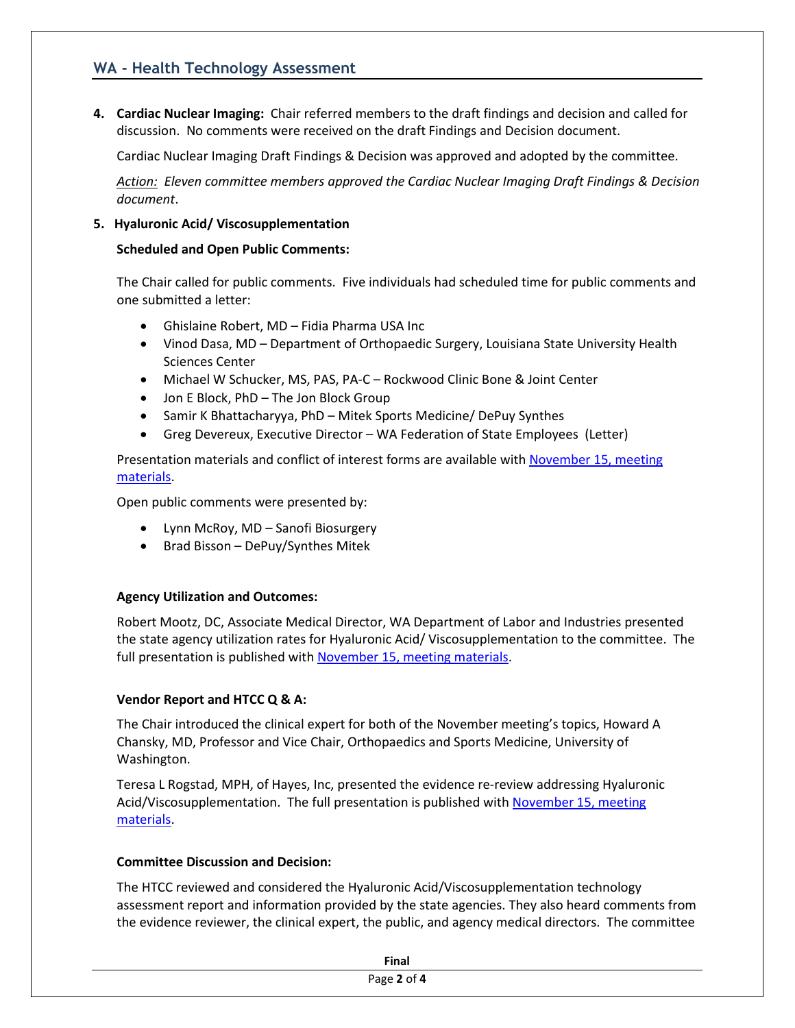4. **Cardiac Nuclear Imaging:** Chair referred members to the draft findings and decision and called for discussion. No comments were received on the draft Findings and Decision document.

   Cardiac Nuclear Imaging Draft Findings & Decision was approved and adopted by the committee.

   _Action:_ *Eleven committee members approved the Cardiac Nuclear Imaging Draft Findings & Decision document*.

5. **Hyaluronic Acid/ Viscosupplementation**

   **Scheduled and Open Public Comments:**

   The Chair called for public comments. Five individuals had scheduled time for public comments and one submitted a letter:

   - Ghislaine Robert, MD – Fidia Pharma USA Inc
   - Vinod Dasa, MD – Department of Orthopaedic Surgery, Louisiana State University Health Sciences Center
   - Michael W Schucker, MS, PAS, PA-C – Rockwood Clinic Bone & Joint Center
   - Jon E Block, PhD – The Jon Block Group
   - Samir K Bhattacharyya, PhD – Mitek Sports Medicine/ DePuy Synthes
   - Greg Devereux, Executive Director – WA Federation of State Employees (Letter)

   Presentation materials and conflict of interest forms are available with November 15, meeting materials.

   Open public comments were presented by:

   - Lynn McRoy, MD – Sanofi Biosurgery
   - Brad Bisson – DePuy/Synthes Mitek

   **Agency Utilization and Outcomes:**

   Robert Mootz, DC, Associate Medical Director, WA Department of Labor and Industries presented the state agency utilization rates for Hyaluronic Acid/ Viscosupplementation to the committee. The full presentation is published with November 15, meeting materials.

   **Vendor Report and HTCC Q & A:**

   The Chair introduced the clinical expert for both of the November meeting's topics, Howard A Chansky, MD, Professor and Vice Chair, Orthopaedics and Sports Medicine, University of Washington.

   Teresa L Rogstad, MPH, of Hayes, Inc, presented the evidence re-review addressing Hyaluronic Acid/Viscosupplementation. The full presentation is published with November 15, meeting materials.

   **Committee Discussion and Decision:**

   The HTCC reviewed and considered the Hyaluronic Acid/Viscosupplementation technology assessment report and information provided by the state agencies. They also heard comments from the evidence reviewer, the clinical expert, the public, and agency medical directors. The committee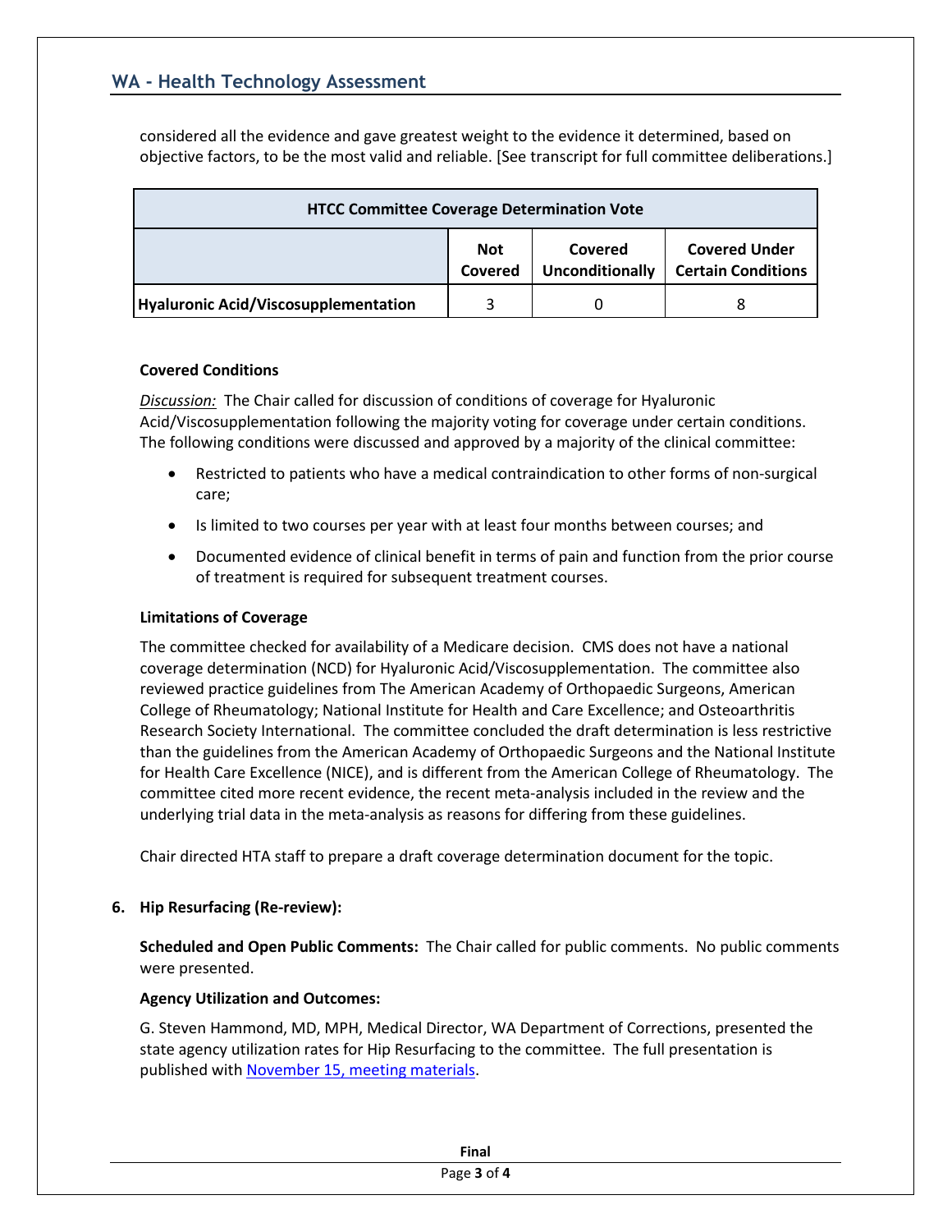considered all the evidence and gave greatest weight to the evidence it determined, based on objective factors, to be the most valid and reliable. [See transcript for full committee deliberations.]

| HTCC Committee Coverage Determination Vote | | | |
|---|---|---|---|
| | **Not Covered** | **Covered Unconditionally** | **Covered Under Certain Conditions** |
| **Hyaluronic Acid/Viscosupplementation** | 3 | 0 | 8 |

**Covered Conditions**

*Discussion:* The Chair called for discussion of conditions of coverage for Hyaluronic Acid/Viscosupplementation following the majority voting for coverage under certain conditions. The following conditions were discussed and approved by a majority of the clinical committee:

- Restricted to patients who have a medical contraindication to other forms of non-surgical care;
- Is limited to two courses per year with at least four months between courses; and
- Documented evidence of clinical benefit in terms of pain and function from the prior course of treatment is required for subsequent treatment courses.

**Limitations of Coverage**

The committee checked for availability of a Medicare decision. CMS does not have a national coverage determination (NCD) for Hyaluronic Acid/Viscosupplementation. The committee also reviewed practice guidelines from The American Academy of Orthopaedic Surgeons, American College of Rheumatology; National Institute for Health and Care Excellence; and Osteoarthritis Research Society International. The committee concluded the draft determination is less restrictive than the guidelines from the American Academy of Orthopaedic Surgeons and the National Institute for Health Care Excellence (NICE), and is different from the American College of Rheumatology. The committee cited more recent evidence, the recent meta-analysis included in the review and the underlying trial data in the meta-analysis as reasons for differing from these guidelines.

Chair directed HTA staff to prepare a draft coverage determination document for the topic.

**6. Hip Resurfacing (Re-review):**

**Scheduled and Open Public Comments:** The Chair called for public comments. No public comments were presented.

**Agency Utilization and Outcomes:**

G. Steven Hammond, MD, MPH, Medical Director, WA Department of Corrections, presented the state agency utilization rates for Hip Resurfacing to the committee. The full presentation is published with November 15, meeting materials.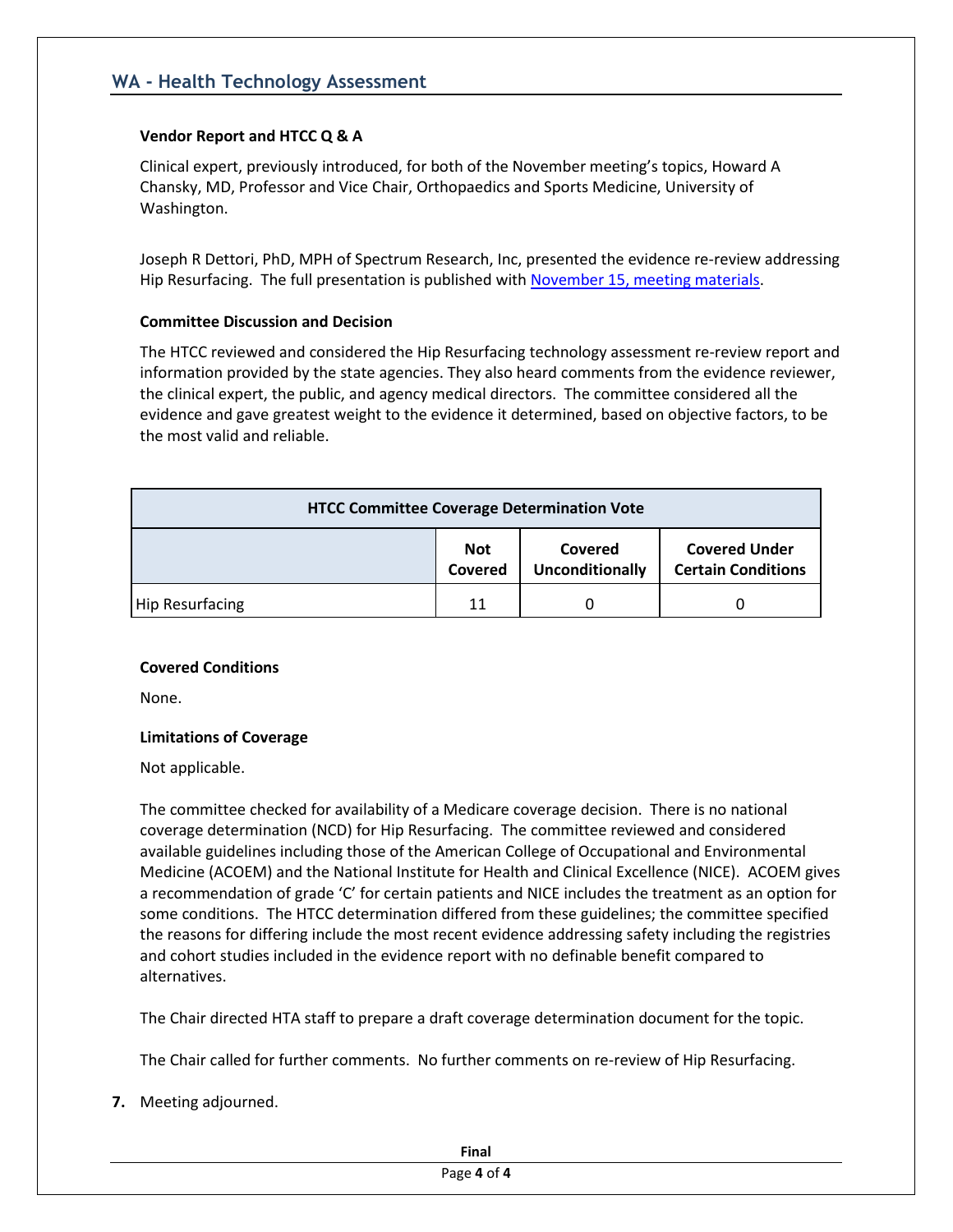**Vendor Report and HTCC Q & A**

Clinical expert, previously introduced, for both of the November meeting's topics, Howard A Chansky, MD, Professor and Vice Chair, Orthopaedics and Sports Medicine, University of Washington.

Joseph R Dettori, PhD, MPH of Spectrum Research, Inc, presented the evidence re-review addressing Hip Resurfacing. The full presentation is published with November 15, meeting materials.

**Committee Discussion and Decision**

The HTCC reviewed and considered the Hip Resurfacing technology assessment re-review report and information provided by the state agencies. They also heard comments from the evidence reviewer, the clinical expert, the public, and agency medical directors. The committee considered all the evidence and gave greatest weight to the evidence it determined, based on objective factors, to be the most valid and reliable.

| HTCC Committee Coverage Determination Vote | | | |
|---|---|---|---|
| | **Not Covered** | **Covered Unconditionally** | **Covered Under Certain Conditions** |
| Hip Resurfacing | 11 | 0 | 0 |

**Covered Conditions**

None.

**Limitations of Coverage**

Not applicable.

The committee checked for availability of a Medicare coverage decision. There is no national coverage determination (NCD) for Hip Resurfacing. The committee reviewed and considered available guidelines including those of the American College of Occupational and Environmental Medicine (ACOEM) and the National Institute for Health and Clinical Excellence (NICE). ACOEM gives a recommendation of grade 'C' for certain patients and NICE includes the treatment as an option for some conditions. The HTCC determination differed from these guidelines; the committee specified the reasons for differing include the most recent evidence addressing safety including the registries and cohort studies included in the evidence report with no definable benefit compared to alternatives.

The Chair directed HTA staff to prepare a draft coverage determination document for the topic.

The Chair called for further comments. No further comments on re-review of Hip Resurfacing.

7. Meeting adjourned.